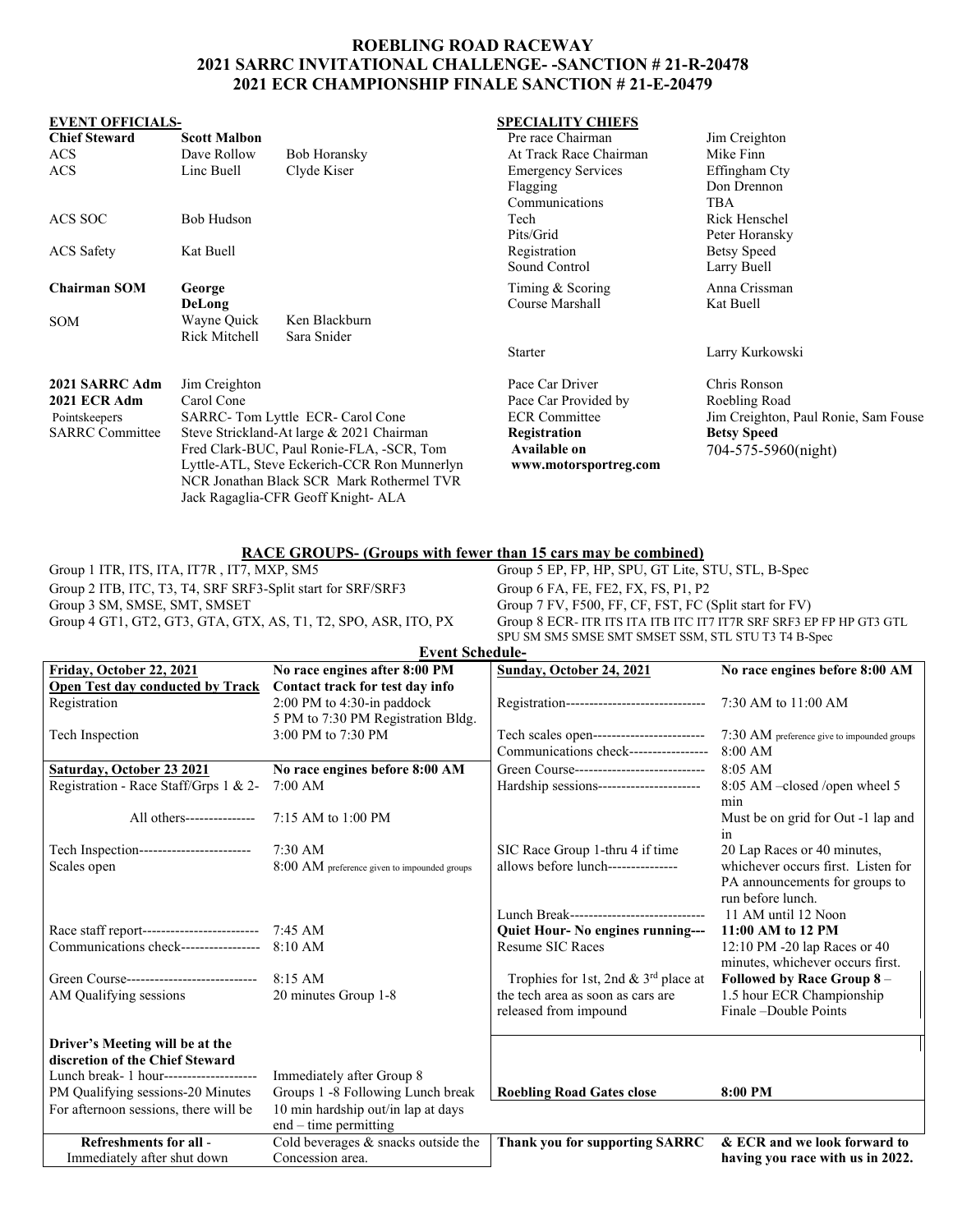# ROEBLING ROAD RACEWAY
## 2021 SARRC INVITATIONAL CHALLENGE- -SANCTION # 21-R-20478
## 2021 ECR CHAMPIONSHIP FINALE SANCTION # 21-E-20479

**EVENT OFFICIALS-**

| | | |
|---|---|---|
| **Chief Steward** | **Scott Malbon** | |
| ACS | Dave Rollow | Bob Horansky |
| ACS | Linc Buell | Clyde Kiser |
| ACS SOC | Bob Hudson | |
| ACS Safety | Kat Buell | |
| **Chairman SOM** | **George DeLong** | |
| SOM | Wayne Quick | Ken Blackburn |
| | Rick Mitchell | Sara Snider |
| **2021 SARRC Adm** | Jim Creighton | |
| **2021 ECR Adm** | Carol Cone | |
| Pointskeepers | SARRC- Tom Lyttle ECR- Carol Cone | |
| SARRC Committee | Steve Strickland-At large & 2021 Chairman Fred Clark-BUC, Paul Ronie-FLA, -SCR, Tom Lyttle-ATL, Steve Eckerich-CCR Ron Munnerlyn NCR Jonathan Black SCR Mark Rothermel TVR Jack Ragaglia-CFR Geoff Knight- ALA | |

**SPECIALITY CHIEFS**

| | |
|---|---|
| Pre race Chairman | Jim Creighton |
| At Track Race Chairman | Mike Finn |
| Emergency Services | Effingham Cty |
| Flagging | Don Drennon |
| Communications | TBA |
| Tech | Rick Henschel |
| Pits/Grid | Peter Horansky |
| Registration | Betsy Speed |
| Sound Control | Larry Buell |
| Timing & Scoring | Anna Crissman |
| Course Marshall | Kat Buell |
| Starter | Larry Kurkowski |
| Pace Car Driver | Chris Ronson |
| Pace Car Provided by | Roebling Road |
| ECR Committee | Jim Creighton, Paul Ronie, Sam Fouse |
| **Registration Available on www.motorsportreg.com** | **Betsy Speed** 704-575-5960(night) |

**RACE GROUPS- (Groups with fewer than 15 cars may be combined)**

- Group 1 ITR, ITS, ITA, IT7R , IT7, MXP, SM5
- Group 2 ITB, ITC, T3, T4, SRF SRF3-Split start for SRF/SRF3
- Group 3 SM, SMSE, SMT, SMSET
- Group 4 GT1, GT2, GT3, GTA, GTX, AS, T1, T2, SPO, ASR, ITO, PX
- Group 5 EP, FP, HP, SPU, GT Lite, STU, STL, B-Spec
- Group 6 FA, FE, FE2, FX, FS, P1, P2
- Group 7 FV, F500, FF, CF, FST, FC (Split start for FV)
- Group 8 ECR- ITR ITS ITA ITB ITC IT7 IT7R SRF SRF3 EP FP HP GT3 GTL SPU SM SM5 SMSE SMT SMSET SSM, STL STU T3 T4 B-Spec

**Event Schedule-**

| **Friday, October 22, 2021** | **No race engines after 8:00 PM** |
|---|---|
| **Open Test day conducted by Track** | **Contact track for test day info** |
| Registration | 2:00 PM to 4:30-in paddock; 5 PM to 7:30 PM Registration Bldg. |
| Tech Inspection | 3:00 PM to 7:30 PM |
| **Saturday, October 23 2021** | **No race engines before 8:00 AM** |
| Registration - Race Staff/Grps 1 & 2- | 7:00 AM |
| All others--------------- | 7:15 AM to 1:00 PM |
| Tech Inspection------------------------ | 7:30 AM |
| Scales open | 8:00 AM preference given to impounded groups |
| Race staff report------------------------- | 7:45 AM |
| Communications check----------------- | 8:10 AM |
| Green Course---------------------------- | 8:15 AM |
| AM Qualifying sessions | 20 minutes Group 1-8 |
| **Driver's Meeting will be at the discretion of the Chief Steward** | |
| Lunch break- 1 hour-------------------- | Immediately after Group 8 |
| PM Qualifying sessions-20 Minutes | Groups 1 -8 Following Lunch break |
| For afternoon sessions, there will be | 10 min hardship out/in lap at days end – time permitting |
| **Refreshments for all** - Immediately after shut down | Cold beverages & snacks outside the Concession area. |

| **Sunday, October 24, 2021** | **No race engines before 8:00 AM** |
|---|---|
| Registration------------------------------ | 7:30 AM to 11:00 AM |
| Tech scales open------------------------ | 7:30 AM preference give to impounded groups |
| Communications check----------------- | 8:00 AM |
| Green Course---------------------------- | 8:05 AM |
| Hardship sessions---------------------- | 8:05 AM –closed /open wheel 5 min. Must be on grid for Out -1 lap and in |
| SIC Race Group 1-thru 4 if time allows before lunch--------------- | 20 Lap Races or 40 minutes, whichever occurs first. Listen for PA announcements for groups to run before lunch. |
| Lunch Break----------------------------- | 11 AM until 12 Noon |
| **Quiet Hour- No engines running---** | **11:00 AM to 12 PM** |
| Resume SIC Races | 12:10 PM -20 lap Races or 40 minutes, whichever occurs first. |
| Trophies for 1st, 2nd & 3rd place at the tech area as soon as cars are released from impound | **Followed by Race Group 8** – 1.5 hour ECR Championship Finale –Double Points |
| **Roebling Road Gates close** | **8:00 PM** |
| **Thank you for supporting SARRC** | **& ECR and we look forward to having you race with us in 2022.** |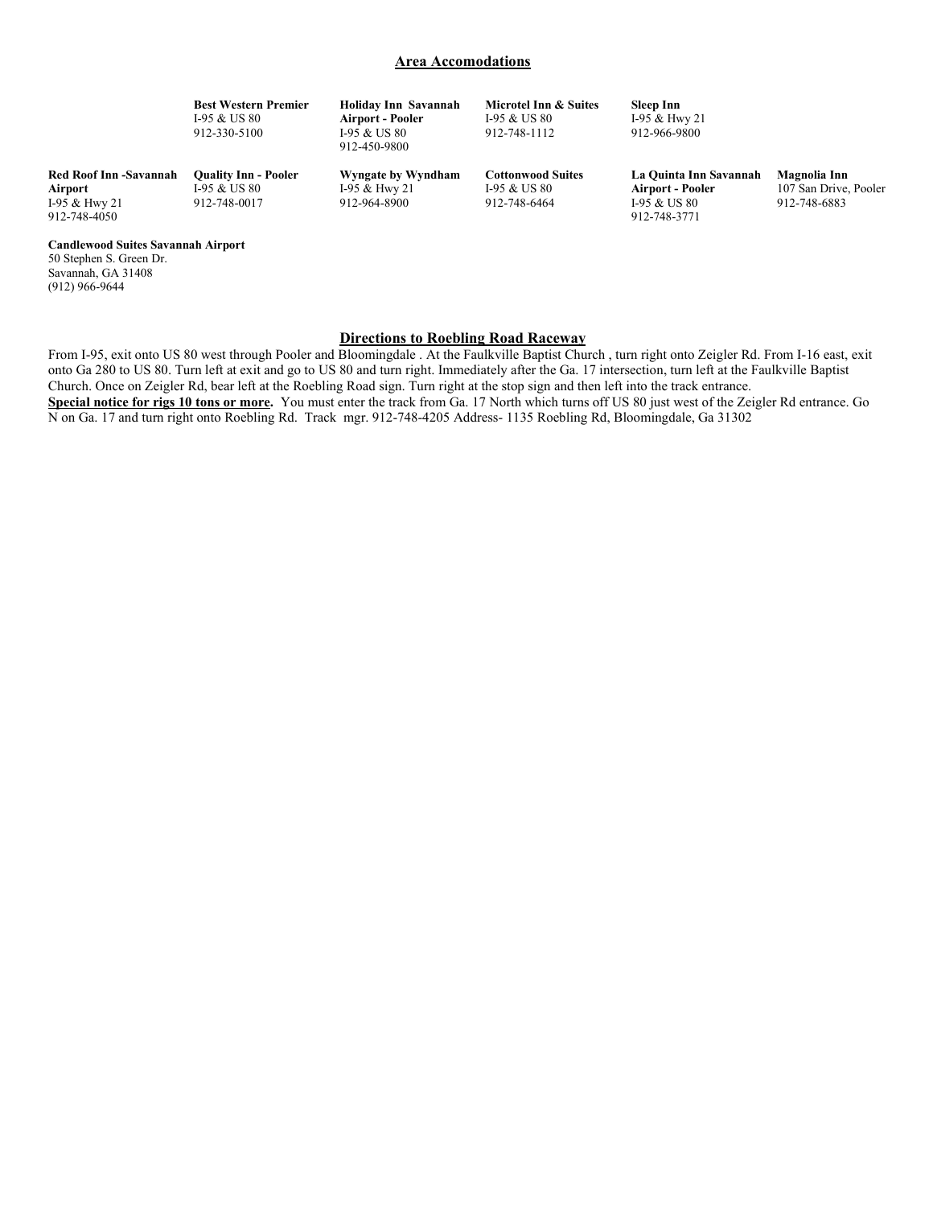## Area Accomodations

**Best Western Premier**
I-95 & US 80
912-330-5100

**Holiday Inn Savannah Airport - Pooler**
I-95 & US 80
912-450-9800

**Microtel Inn & Suites**
I-95 & US 80
912-748-1112

**Sleep Inn**
I-95 & Hwy 21
912-966-9800

**Red Roof Inn -Savannah Airport**
I-95 & Hwy 21
912-748-4050

**Quality Inn - Pooler**
I-95 & US 80
912-748-0017

**Wyngate by Wyndham**
I-95 & Hwy 21
912-964-8900

**Cottonwood Suites**
I-95 & US 80
912-748-6464

**La Quinta Inn Savannah Airport - Pooler**
I-95 & US 80
912-748-3771

**Magnolia Inn**
107 San Drive, Pooler
912-748-6883

**Candlewood Suites Savannah Airport**
50 Stephen S. Green Dr.
Savannah, GA 31408
(912) 966-9644

## Directions to Roebling Road Raceway

From I-95, exit onto US 80 west through Pooler and Bloomingdale . At the Faulkville Baptist Church , turn right onto Zeigler Rd. From I-16 east, exit onto Ga 280 to US 80. Turn left at exit and go to US 80 and turn right. Immediately after the Ga. 17 intersection, turn left at the Faulkville Baptist Church. Once on Zeigler Rd, bear left at the Roebling Road sign. Turn right at the stop sign and then left into the track entrance.

**Special notice for rigs 10 tons or more.** You must enter the track from Ga. 17 North which turns off US 80 just west of the Zeigler Rd entrance. Go N on Ga. 17 and turn right onto Roebling Rd. Track mgr. 912-748-4205 Address- 1135 Roebling Rd, Bloomingdale, Ga 31302